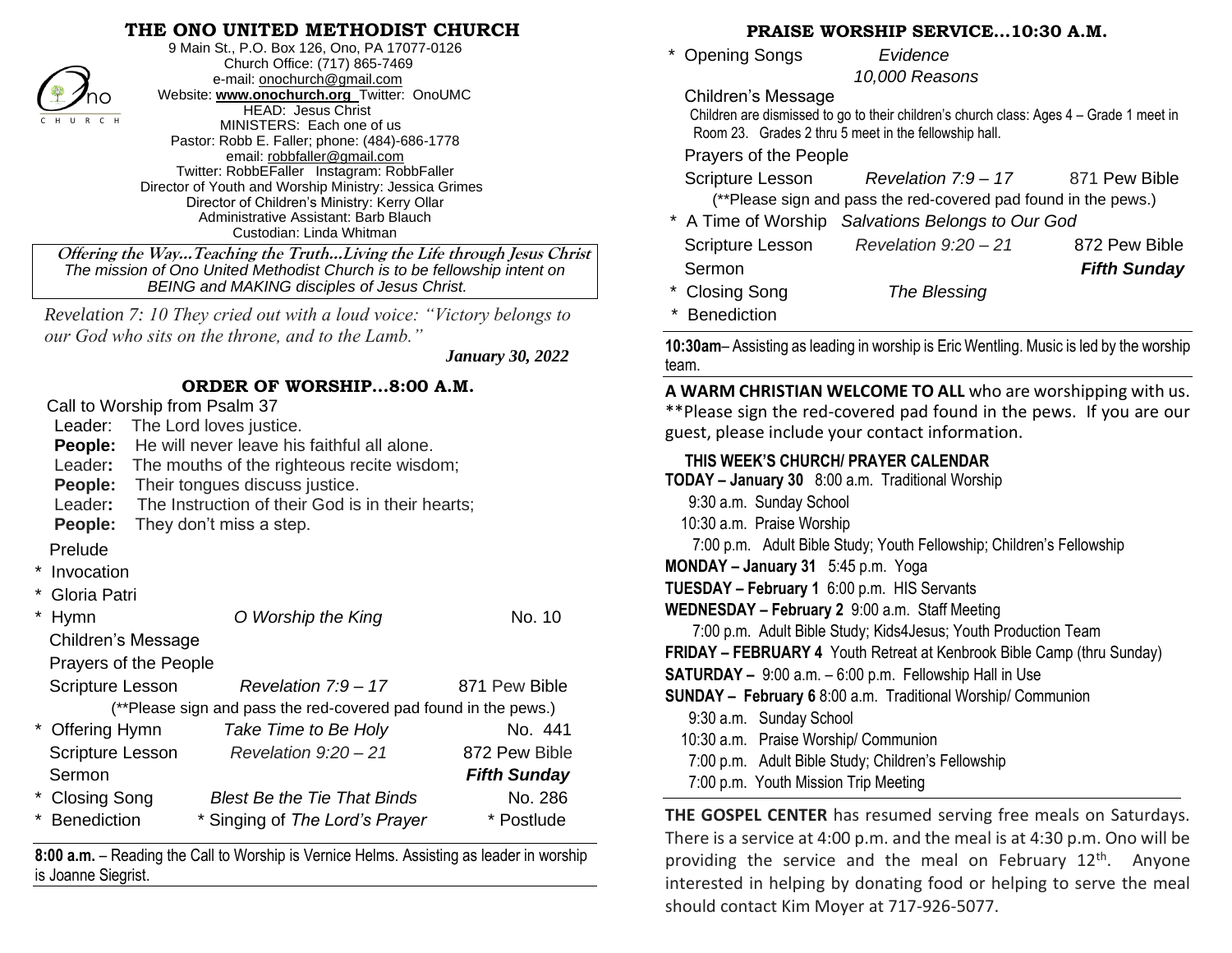# THE ONO UNITED METHODIST CHURCH

9 Main St., P.O. Box 126, Ono, PA 17077-0126
Church Office: (717) 865-7469
e-mail: onochurch@gmail.com
Website: **www.onochurch.org** Twitter: OnoUMC
HEAD: Jesus Christ
MINISTERS: Each one of us
Pastor: Robb E. Faller; phone: (484)-686-1778
email: robbfaller@gmail.com
Twitter: RobbEFaller Instagram: RobbFaller
Director of Youth and Worship Ministry: Jessica Grimes
Director of Children's Ministry: Kerry Ollar
Administrative Assistant: Barb Blauch
Custodian: Linda Whitman

**Offering the Way…Teaching the Truth…Living the Life through Jesus Christ**
*The mission of Ono United Methodist Church is to be fellowship intent on BEING and MAKING disciples of Jesus Christ.*

*Revelation 7: 10 They cried out with a loud voice: "Victory belongs to our God who sits on the throne, and to the Lamb."*

***January 30, 2022***

## ORDER OF WORSHIP…8:00 A.M.

Call to Worship from Psalm 37

Leader: The Lord loves justice.
**People:** He will never leave his faithful all alone.
Leader**:** The mouths of the righteous recite wisdom;
**People:** Their tongues discuss justice.
Leader**:** The Instruction of their God is in their hearts;
**People:** They don't miss a step.

Prelude
\* Invocation
\* Gloria Patri
\* Hymn — *O Worship the King* — No. 10
Children's Message
Prayers of the People
Scripture Lesson — *Revelation 7:9 – 17* — 871 Pew Bible
(**Please sign and pass the red-covered pad found in the pews.)
\* Offering Hymn — *Take Time to Be Holy* — No. 441
Scripture Lesson — *Revelation 9:20 – 21* — 872 Pew Bible
Sermon — ***Fifth Sunday***
\* Closing Song — *Blest Be the Tie That Binds* — No. 286
\* Benediction — \* Singing of *The Lord's Prayer* — \* Postlude

**8:00 a.m.** – Reading the Call to Worship is Vernice Helms. Assisting as leader in worship is Joanne Siegrist.

## PRAISE WORSHIP SERVICE…10:30 A.M.

\* Opening Songs — *Evidence*, *10,000 Reasons*
Children's Message
Children are dismissed to go to their children's church class: Ages 4 – Grade 1 meet in Room 23. Grades 2 thru 5 meet in the fellowship hall.
Prayers of the People
Scripture Lesson — *Revelation 7:9 – 17* — 871 Pew Bible
(**Please sign and pass the red-covered pad found in the pews.)
\* A Time of Worship — *Salvations Belongs to Our God*
Scripture Lesson — *Revelation 9:20 – 21* — 872 Pew Bible
Sermon — ***Fifth Sunday***
\* Closing Song — *The Blessing*
\* Benediction

**10:30am**– Assisting as leading in worship is Eric Wentling. Music is led by the worship team.

**A WARM CHRISTIAN WELCOME TO ALL** who are worshipping with us. **Please sign the red-covered pad found in the pews. If you are our guest, please include your contact information.

### THIS WEEK'S CHURCH/ PRAYER CALENDAR

**TODAY – January 30** 8:00 a.m. Traditional Worship
9:30 a.m. Sunday School
10:30 a.m. Praise Worship
7:00 p.m. Adult Bible Study; Youth Fellowship; Children's Fellowship

**MONDAY – January 31** 5:45 p.m. Yoga

**TUESDAY – February 1** 6:00 p.m. HIS Servants

**WEDNESDAY – February 2** 9:00 a.m. Staff Meeting
7:00 p.m. Adult Bible Study; Kids4Jesus; Youth Production Team

**FRIDAY – FEBRUARY 4** Youth Retreat at Kenbrook Bible Camp (thru Sunday)

**SATURDAY –** 9:00 a.m. – 6:00 p.m. Fellowship Hall in Use

**SUNDAY – February 6** 8:00 a.m. Traditional Worship/ Communion
9:30 a.m. Sunday School
10:30 a.m. Praise Worship/ Communion
7:00 p.m. Adult Bible Study; Children's Fellowship
7:00 p.m. Youth Mission Trip Meeting

**THE GOSPEL CENTER** has resumed serving free meals on Saturdays. There is a service at 4:00 p.m. and the meal is at 4:30 p.m. Ono will be providing the service and the meal on February 12th. Anyone interested in helping by donating food or helping to serve the meal should contact Kim Moyer at 717-926-5077.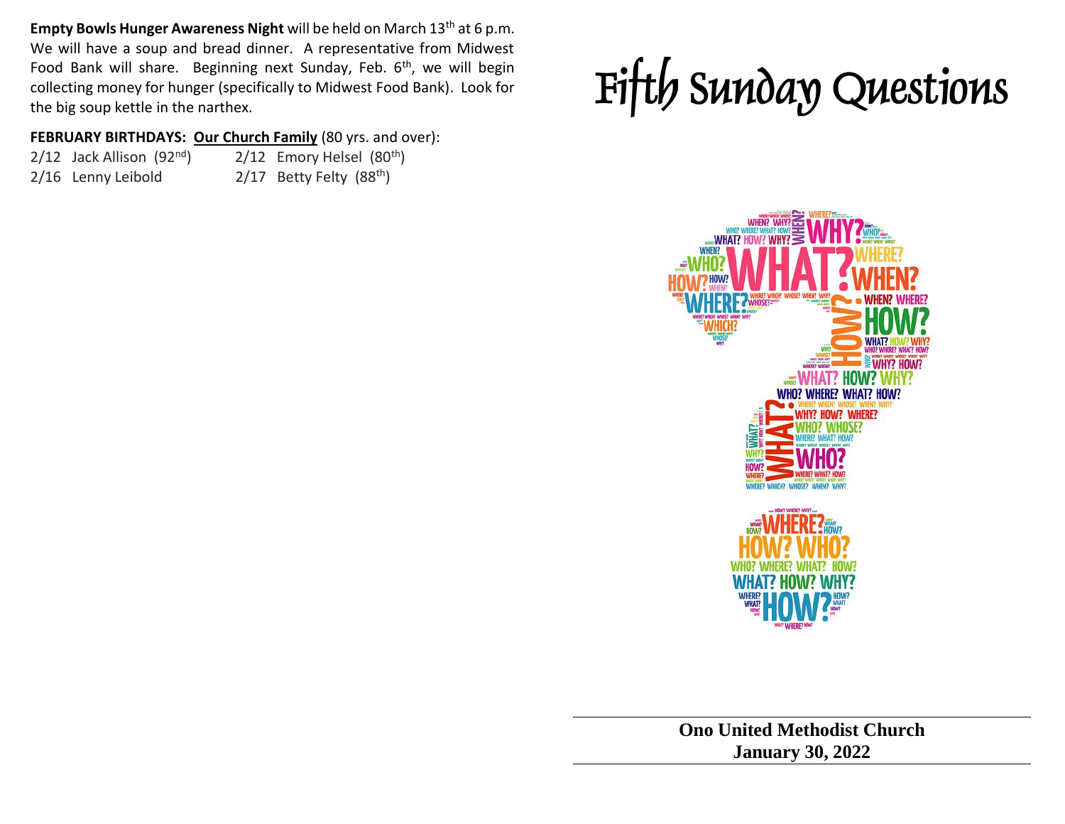**Empty Bowls Hunger Awareness Night** will be held on March 13th at 6 p.m. We will have a soup and bread dinner. A representative from Midwest Food Bank will share. Beginning next Sunday, Feb. 6th, we will begin collecting money for hunger (specifically to Midwest Food Bank). Look for the big soup kettle in the narthex.

**FEBRUARY BIRTHDAYS: Our Church Family** (80 yrs. and over):

| | |
|---|---|
| 2/12 Jack Allison (92nd) | 2/12 Emory Helsel (80th) |
| 2/16 Lenny Leibold | 2/17 Betty Felty (88th) |

# Fifth Sunday Questions

**Ono United Methodist Church**
**January 30, 2022**